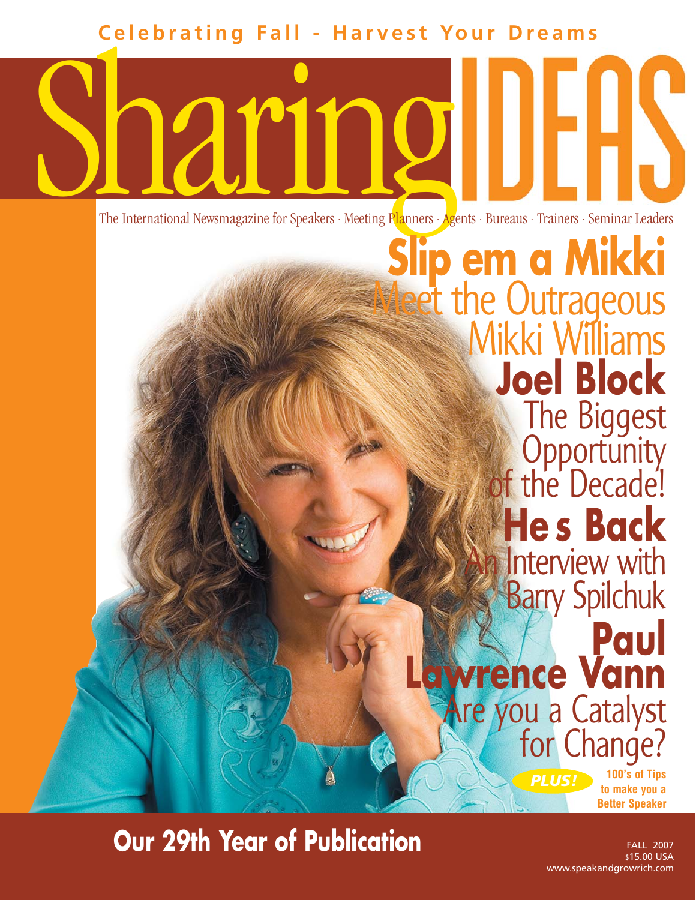Celebrating Fall - Harvest Your Dreams

# Sharing IDEAS

The International Newsmagazine for Speakers · Meeting Planners · Agents · Bureaus · Trainers · Seminar Leaders

## Slip em a Mikki

Meet the Outrageous Mikki Williams

## Joel Block

The Biggest Opportunity of the Decade!

## He s Back

An Interview with Barry Spilchuk

## Paul Lawrence Vann

Are you a Catalyst for Change?

*PLUS!* **100's of Tips to make you a Better Speaker**

**Our 29th Year of Publication**

FALL 2007
$15.00 USA
www.speakandgrowrich.com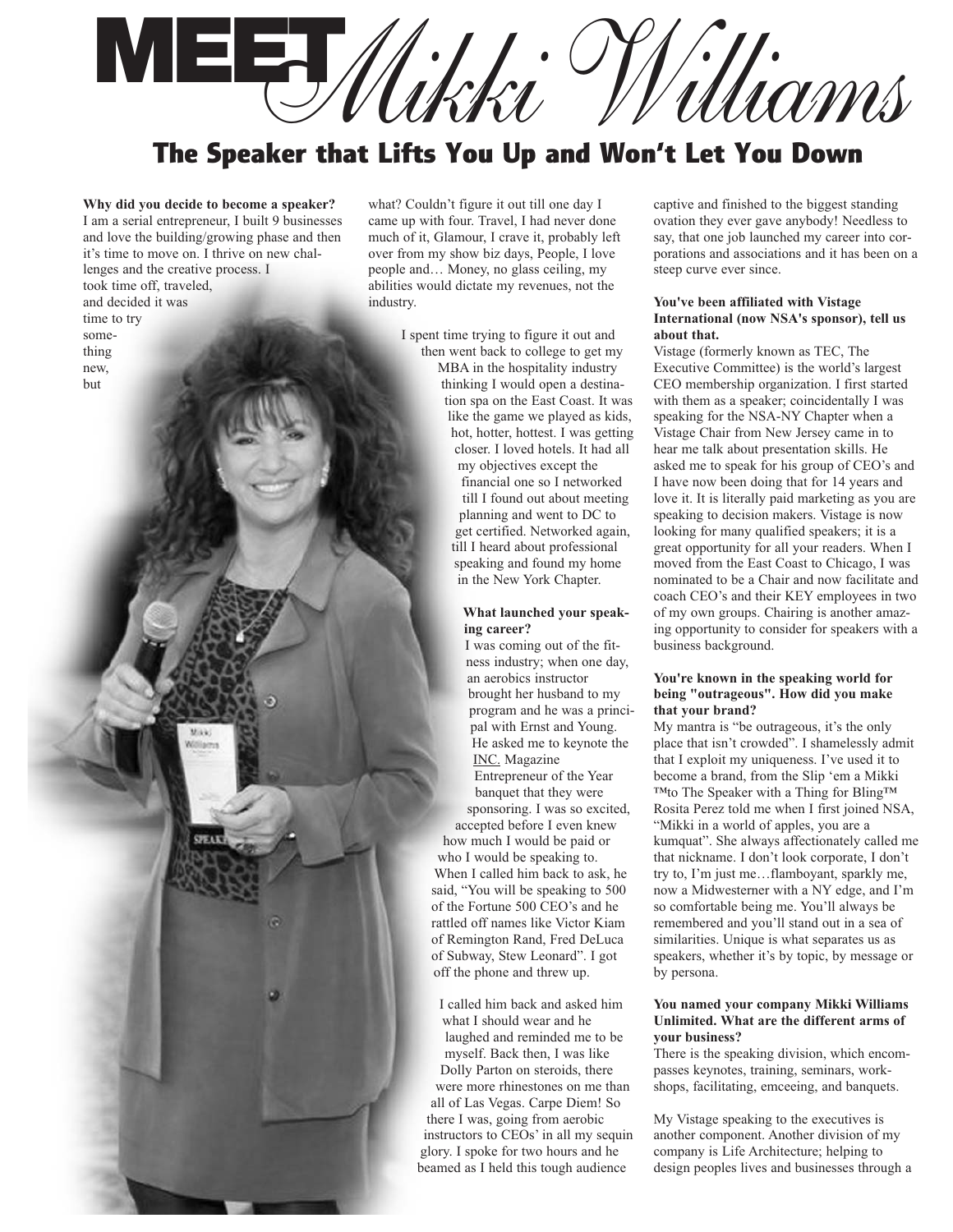# MEET *Mikki Williams*

## The Speaker that Lifts You Up and Won't Let You Down

**Why did you decide to become a speaker?**
I am a serial entrepreneur, I built 9 businesses and love the building/growing phase and then it's time to move on. I thrive on new challenges and the creative process. I took time off, traveled, and decided it was time to try something new, but what? Couldn't figure it out till one day I came up with four. Travel, I had never done much of it, Glamour, I crave it, probably left over from my show biz days, People, I love people and… Money, no glass ceiling, my abilities would dictate my revenues, not the industry.

I spent time trying to figure it out and then went back to college to get my MBA in the hospitality industry thinking I would open a destination spa on the East Coast. It was like the game we played as kids, hot, hotter, hottest. I was getting closer. I loved hotels. It had all my objectives except the financial one so I networked till I found out about meeting planning and went to DC to get certified. Networked again, till I heard about professional speaking and found my home in the New York Chapter.

**What launched your speaking career?**
I was coming out of the fitness industry; when one day, an aerobics instructor brought her husband to my program and he was a principal with Ernst and Young. He asked me to keynote the INC. Magazine Entrepreneur of the Year banquet that they were sponsoring. I was so excited, accepted before I even knew how much I would be paid or who I would be speaking to. When I called him back to ask, he said, "You will be speaking to 500 of the Fortune 500 CEO's and he rattled off names like Victor Kiam of Remington Rand, Fred DeLuca of Subway, Stew Leonard". I got off the phone and threw up.

I called him back and asked him what I should wear and he laughed and reminded me to be myself. Back then, I was like Dolly Parton on steroids, there were more rhinestones on me than all of Las Vegas. Carpe Diem! So there I was, going from aerobic instructors to CEOs' in all my sequin glory. I spoke for two hours and he beamed as I held this tough audience captive and finished to the biggest standing ovation they ever gave anybody! Needless to say, that one job launched my career into corporations and associations and it has been on a steep curve ever since.

**You've been affiliated with Vistage International (now NSA's sponsor), tell us about that.**
Vistage (formerly known as TEC, The Executive Committee) is the world's largest CEO membership organization. I first started with them as a speaker; coincidentally I was speaking for the NSA-NY Chapter when a Vistage Chair from New Jersey came in to hear me talk about presentation skills. He asked me to speak for his group of CEO's and I have now been doing that for 14 years and love it. It is literally paid marketing as you are speaking to decision makers. Vistage is now looking for many qualified speakers; it is a great opportunity for all your readers. When I moved from the East Coast to Chicago, I was nominated to be a Chair and now facilitate and coach CEO's and their KEY employees in two of my own groups. Chairing is another amazing opportunity to consider for speakers with a business background.

**You're known in the speaking world for being "outrageous". How did you make that your brand?**
My mantra is "be outrageous, it's the only place that isn't crowded". I shamelessly admit that I exploit my uniqueness. I've used it to become a brand, from the Slip 'em a Mikki ™to The Speaker with a Thing for Bling™ Rosita Perez told me when I first joined NSA, "Mikki in a world of apples, you are a kumquat". She always affectionately called me that nickname. I don't look corporate, I don't try to, I'm just me…flamboyant, sparkly me, now a Midwesterner with a NY edge, and I'm so comfortable being me. You'll always be remembered and you'll stand out in a sea of similarities. Unique is what separates us as speakers, whether it's by topic, by message or by persona.

**You named your company Mikki Williams Unlimited. What are the different arms of your business?**
There is the speaking division, which encompasses keynotes, training, seminars, workshops, facilitating, emceeing, and banquets.

My Vistage speaking to the executives is another component. Another division of my company is Life Architecture; helping to design peoples lives and businesses through a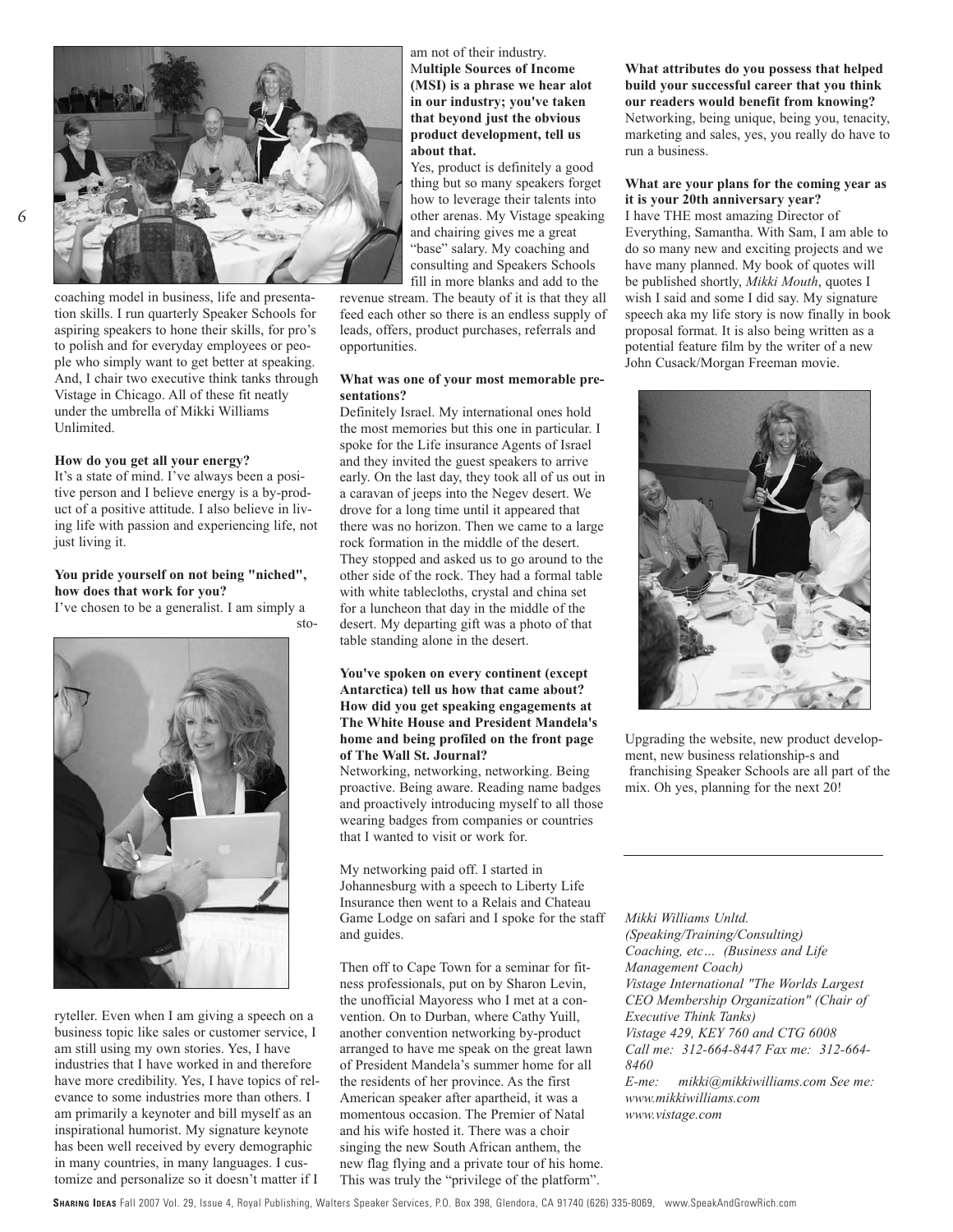coaching model in business, life and presentation skills. I run quarterly Speaker Schools for aspiring speakers to hone their skills, for pro's to polish and for everyday employees or people who simply want to get better at speaking. And, I chair two executive think tanks through Vistage in Chicago. All of these fit neatly under the umbrella of Mikki Williams Unlimited.

**How do you get all your energy?**

It's a state of mind. I've always been a positive person and I believe energy is a by-product of a positive attitude. I also believe in living life with passion and experiencing life, not just living it.

**You pride yourself on not being "niched", how does that work for you?**

I've chosen to be a generalist. I am simply a storyteller. Even when I am giving a speech on a business topic like sales or customer service, I am still using my own stories. Yes, I have industries that I have worked in and therefore have more credibility. Yes, I have topics of relevance to some industries more than others. I am primarily a keynoter and bill myself as an inspirational humorist. My signature keynote has been well received by every demographic in many countries, in many languages. I customize and personalize so it doesn't matter if I am not of their industry.

**Multiple Sources of Income (MSI) is a phrase we hear alot in our industry; you've taken that beyond just the obvious product development, tell us about that.**

Yes, product is definitely a good thing but so many speakers forget how to leverage their talents into other arenas. My Vistage speaking and chairing gives me a great "base" salary. My coaching and consulting and Speakers Schools fill in more blanks and add to the revenue stream. The beauty of it is that they all feed each other so there is an endless supply of leads, offers, product purchases, referrals and opportunities.

**What was one of your most memorable presentations?**

Definitely Israel. My international ones hold the most memories but this one in particular. I spoke for the Life insurance Agents of Israel and they invited the guest speakers to arrive early. On the last day, they took all of us out in a caravan of jeeps into the Negev desert. We drove for a long time until it appeared that there was no horizon. Then we came to a large rock formation in the middle of the desert. They stopped and asked us to go around to the other side of the rock. They had a formal table with white tablecloths, crystal and china set for a luncheon that day in the middle of the desert. My departing gift was a photo of that table standing alone in the desert.

**You've spoken on every continent (except Antarctica) tell us how that came about? How did you get speaking engagements at The White House and President Mandela's home and being profiled on the front page of The Wall St. Journal?**

Networking, networking, networking. Being proactive. Being aware. Reading name badges and proactively introducing myself to all those wearing badges from companies or countries that I wanted to visit or work for.

My networking paid off. I started in Johannesburg with a speech to Liberty Life Insurance then went to a Relais and Chateau Game Lodge on safari and I spoke for the staff and guides.

Then off to Cape Town for a seminar for fitness professionals, put on by Sharon Levin, the unofficial Mayoress who I met at a convention. On to Durban, where Cathy Yuill, another convention networking by-product arranged to have me speak on the great lawn of President Mandela's summer home for all the residents of her province. As the first American speaker after apartheid, it was a momentous occasion. The Premier of Natal and his wife hosted it. There was a choir singing the new South African anthem, the new flag flying and a private tour of his home. This was truly the "privilege of the platform".

**What attributes do you possess that helped build your successful career that you think our readers would benefit from knowing?**

Networking, being unique, being you, tenacity, marketing and sales, yes, you really do have to run a business.

**What are your plans for the coming year as it is your 20th anniversary year?**

I have THE most amazing Director of Everything, Samantha. With Sam, I am able to do so many new and exciting projects and we have many planned. My book of quotes will be published shortly, *Mikki Mouth*, quotes I wish I said and some I did say. My signature speech aka my life story is now finally in book proposal format. It is also being written as a potential feature film by the writer of a new John Cusack/Morgan Freeman movie.

Upgrading the website, new product development, new business relationship-s and franchising Speaker Schools are all part of the mix. Oh yes, planning for the next 20!

---

*Mikki Williams Unltd.*
*(Speaking/Training/Consulting)*
*Coaching, etc… (Business and Life Management Coach)*
*Vistage International "The Worlds Largest CEO Membership Organization" (Chair of Executive Think Tanks)*
*Vistage 429, KEY 760 and CTG 6008*
*Call me: 312-664-8447 Fax me: 312-664-8460*
*E-me: mikki@mikkiwilliams.com See me: www.mikkiwilliams.com*
*www.vistage.com*